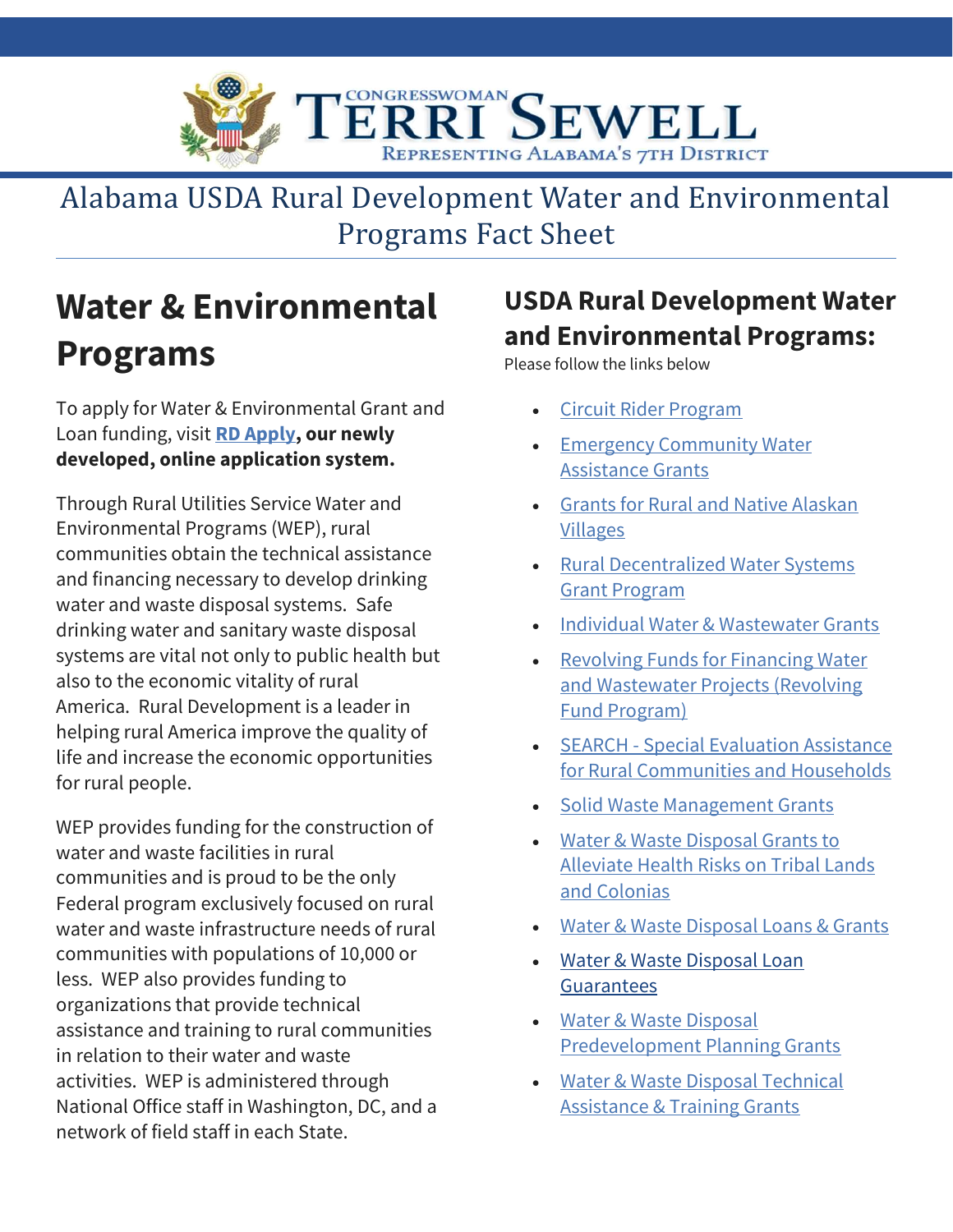CONGRESSWOMAN TERRI SEWELL

REPRESENTING ALABAMA'S 7TH DISTRICT

# Alabama USDA Rural Development Water and Environmental Programs Fact Sheet

## Water & Environmental Programs

To apply for Water & Environmental Grant and Loan funding, visit **RD Apply, our newly developed, online application system.**

Through Rural Utilities Service Water and Environmental Programs (WEP), rural communities obtain the technical assistance and financing necessary to develop drinking water and waste disposal systems. Safe drinking water and sanitary waste disposal systems are vital not only to public health but also to the economic vitality of rural America. Rural Development is a leader in helping rural America improve the quality of life and increase the economic opportunities for rural people.

WEP provides funding for the construction of water and waste facilities in rural communities and is proud to be the only Federal program exclusively focused on rural water and waste infrastructure needs of rural communities with populations of 10,000 or less. WEP also provides funding to organizations that provide technical assistance and training to rural communities in relation to their water and waste activities. WEP is administered through National Office staff in Washington, DC, and a network of field staff in each State.

## USDA Rural Development Water and Environmental Programs:

Please follow the links below

- Circuit Rider Program
- Emergency Community Water Assistance Grants
- Grants for Rural and Native Alaskan Villages
- Rural Decentralized Water Systems Grant Program
- Individual Water & Wastewater Grants
- Revolving Funds for Financing Water and Wastewater Projects (Revolving Fund Program)
- SEARCH - Special Evaluation Assistance for Rural Communities and Households
- Solid Waste Management Grants
- Water & Waste Disposal Grants to Alleviate Health Risks on Tribal Lands and Colonias
- Water & Waste Disposal Loans & Grants
- Water & Waste Disposal Loan Guarantees
- Water & Waste Disposal Predevelopment Planning Grants
- Water & Waste Disposal Technical Assistance & Training Grants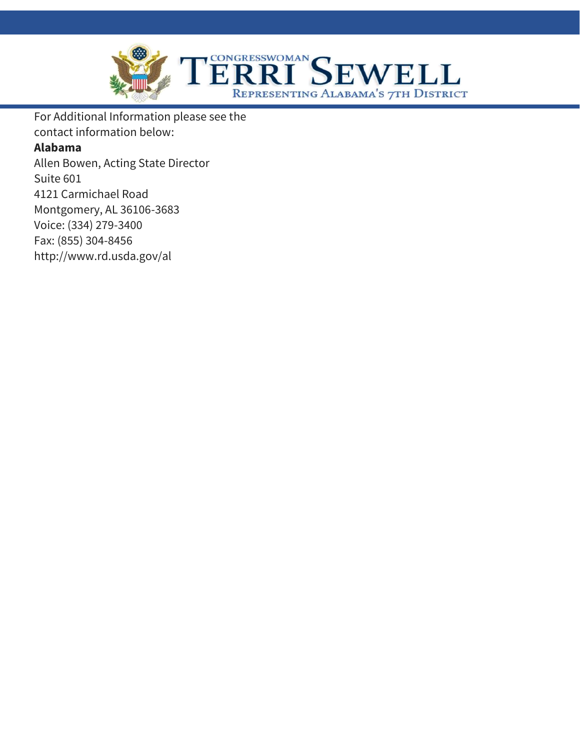For Additional Information please see the contact information below:

**Alabama**

Allen Bowen, Acting State Director
Suite 601
4121 Carmichael Road
Montgomery, AL 36106-3683
Voice: (334) 279-3400
Fax: (855) 304-8456
http://www.rd.usda.gov/al